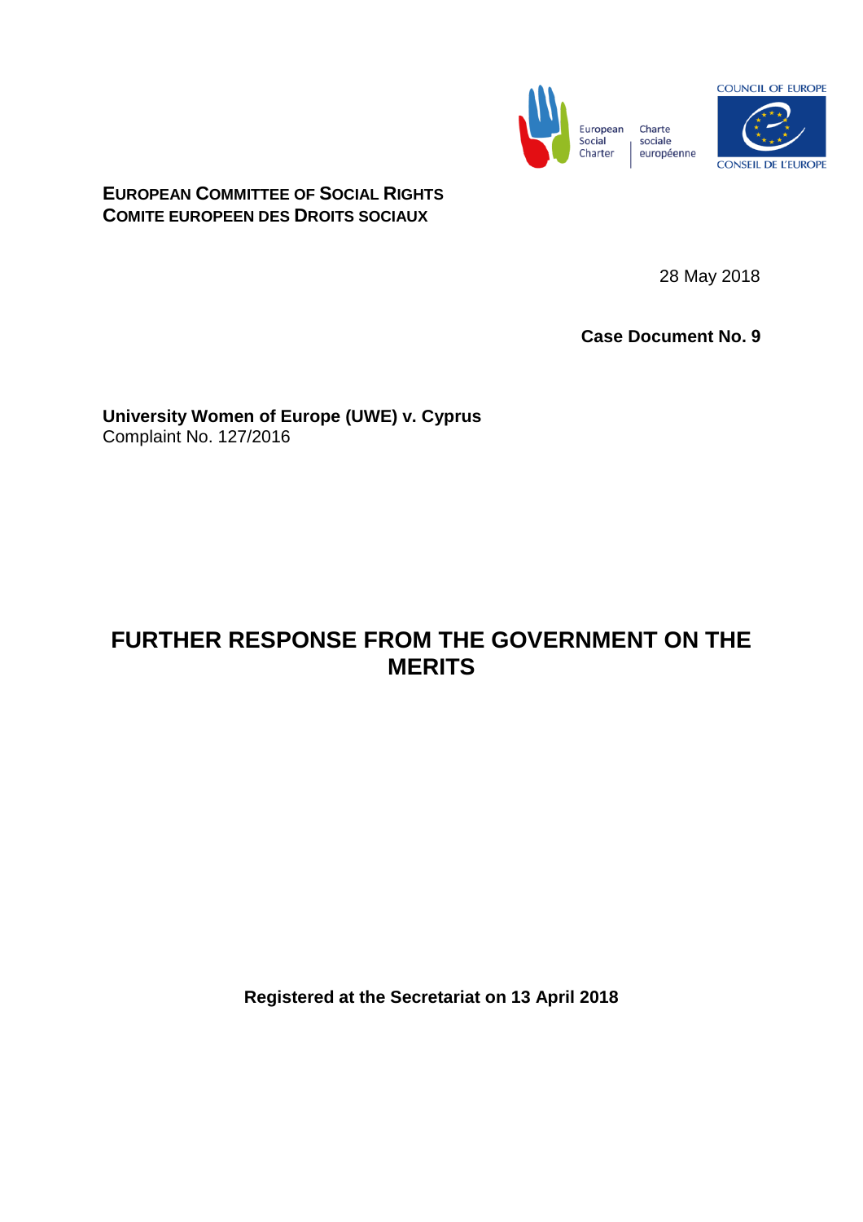European Social Charter | Charte sociale européenne

COUNCIL OF EUROPE
CONSEIL DE L'EUROPE

**EUROPEAN COMMITTEE OF SOCIAL RIGHTS**
**COMITE EUROPEEN DES DROITS SOCIAUX**

28 May 2018

**Case Document No. 9**

**University Women of Europe (UWE) v. Cyprus**
Complaint No. 127/2016

# FURTHER RESPONSE FROM THE GOVERNMENT ON THE MERITS

**Registered at the Secretariat on 13 April 2018**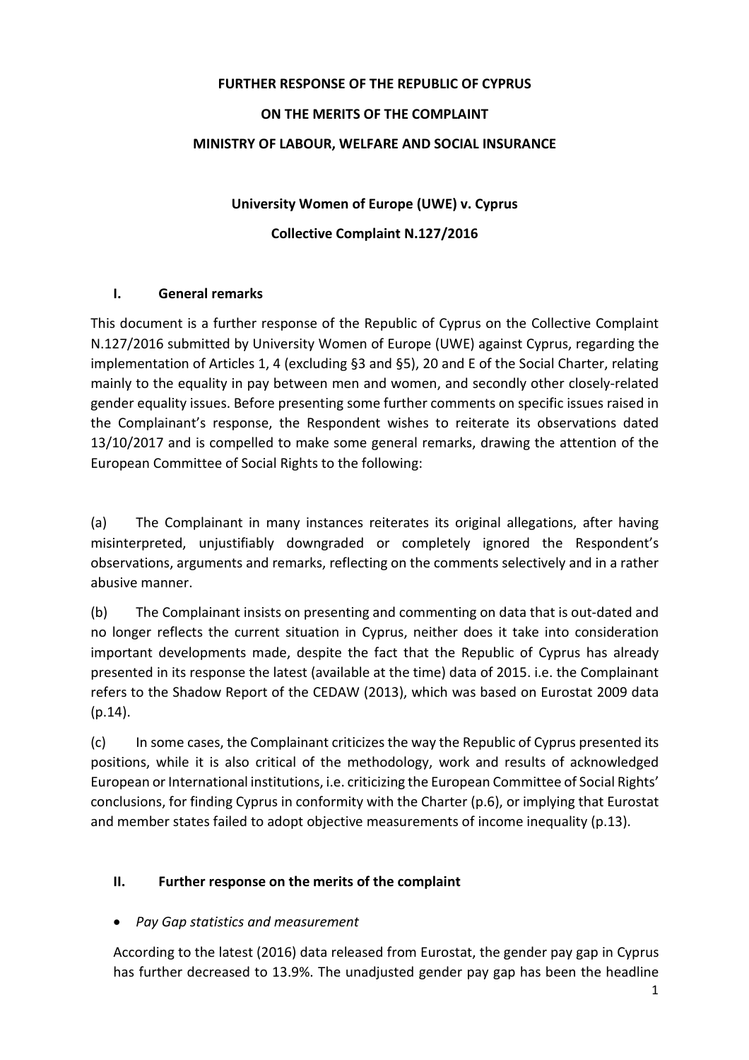**FURTHER RESPONSE OF THE REPUBLIC OF CYPRUS**

**ON THE MERITS OF THE COMPLAINT**

**MINISTRY OF LABOUR, WELFARE AND SOCIAL INSURANCE**

**University Women of Europe (UWE) v. Cyprus**

**Collective Complaint N.127/2016**

## I. General remarks

This document is a further response of the Republic of Cyprus on the Collective Complaint N.127/2016 submitted by University Women of Europe (UWE) against Cyprus, regarding the implementation of Articles 1, 4 (excluding §3 and §5), 20 and E of the Social Charter, relating mainly to the equality in pay between men and women, and secondly other closely-related gender equality issues. Before presenting some further comments on specific issues raised in the Complainant's response, the Respondent wishes to reiterate its observations dated 13/10/2017 and is compelled to make some general remarks, drawing the attention of the European Committee of Social Rights to the following:

(a) The Complainant in many instances reiterates its original allegations, after having misinterpreted, unjustifiably downgraded or completely ignored the Respondent's observations, arguments and remarks, reflecting on the comments selectively and in a rather abusive manner.

(b) The Complainant insists on presenting and commenting on data that is out-dated and no longer reflects the current situation in Cyprus, neither does it take into consideration important developments made, despite the fact that the Republic of Cyprus has already presented in its response the latest (available at the time) data of 2015. i.e. the Complainant refers to the Shadow Report of the CEDAW (2013), which was based on Eurostat 2009 data (p.14).

(c) In some cases, the Complainant criticizes the way the Republic of Cyprus presented its positions, while it is also critical of the methodology, work and results of acknowledged European or International institutions, i.e. criticizing the European Committee of Social Rights' conclusions, for finding Cyprus in conformity with the Charter (p.6), or implying that Eurostat and member states failed to adopt objective measurements of income inequality (p.13).

## II. Further response on the merits of the complaint

- *Pay Gap statistics and measurement*

According to the latest (2016) data released from Eurostat, the gender pay gap in Cyprus has further decreased to 13.9%. The unadjusted gender pay gap has been the headline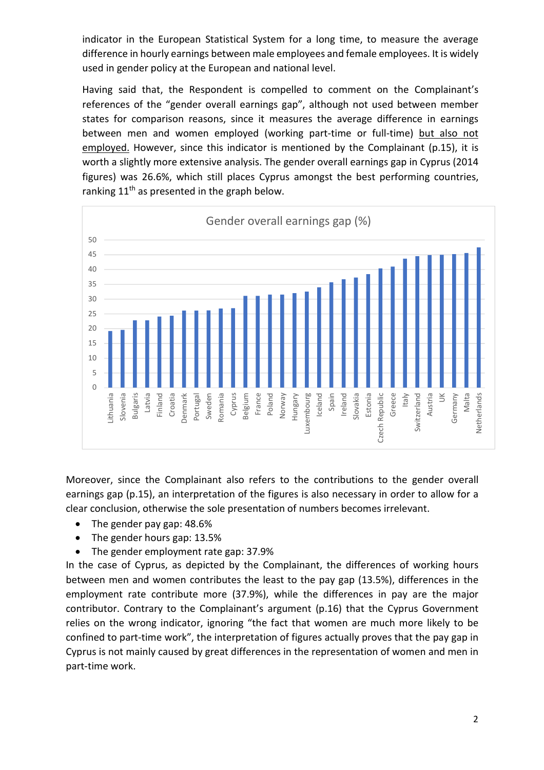indicator in the European Statistical System for a long time, to measure the average difference in hourly earnings between male employees and female employees. It is widely used in gender policy at the European and national level.

Having said that, the Respondent is compelled to comment on the Complainant's references of the "gender overall earnings gap", although not used between member states for comparison reasons, since it measures the average difference in earnings between men and women employed (working part-time or full-time) <u>but also not employed.</u> However, since this indicator is mentioned by the Complainant (p.15), it is worth a slightly more extensive analysis. The gender overall earnings gap in Cyprus (2014 figures) was 26.6%, which still places Cyprus amongst the best performing countries, ranking 11th as presented in the graph below.

**Gender overall earnings gap (%)**

Lithuania, Slovenia, Bulgaris, Latvia, Finland, Croatia, Denmark, Portugal, Sweden, Romania, Cyprus, Belgium, France, Poland, Norway, Hungary, Luxembourg, Iceland, Spain, Ireland, Slovakia, Estonia, Czech Republic, Greece, Italy, Switzerland, Austria, UK, Germany, Malta, Netherlands

Moreover, since the Complainant also refers to the contributions to the gender overall earnings gap (p.15), an interpretation of the figures is also necessary in order to allow for a clear conclusion, otherwise the sole presentation of numbers becomes irrelevant.

- The gender pay gap: 48.6%
- The gender hours gap: 13.5%
- The gender employment rate gap: 37.9%

In the case of Cyprus, as depicted by the Complainant, the differences of working hours between men and women contributes the least to the pay gap (13.5%), differences in the employment rate contribute more (37.9%), while the differences in pay are the major contributor. Contrary to the Complainant's argument (p.16) that the Cyprus Government relies on the wrong indicator, ignoring "the fact that women are much more likely to be confined to part-time work", the interpretation of figures actually proves that the pay gap in Cyprus is not mainly caused by great differences in the representation of women and men in part-time work.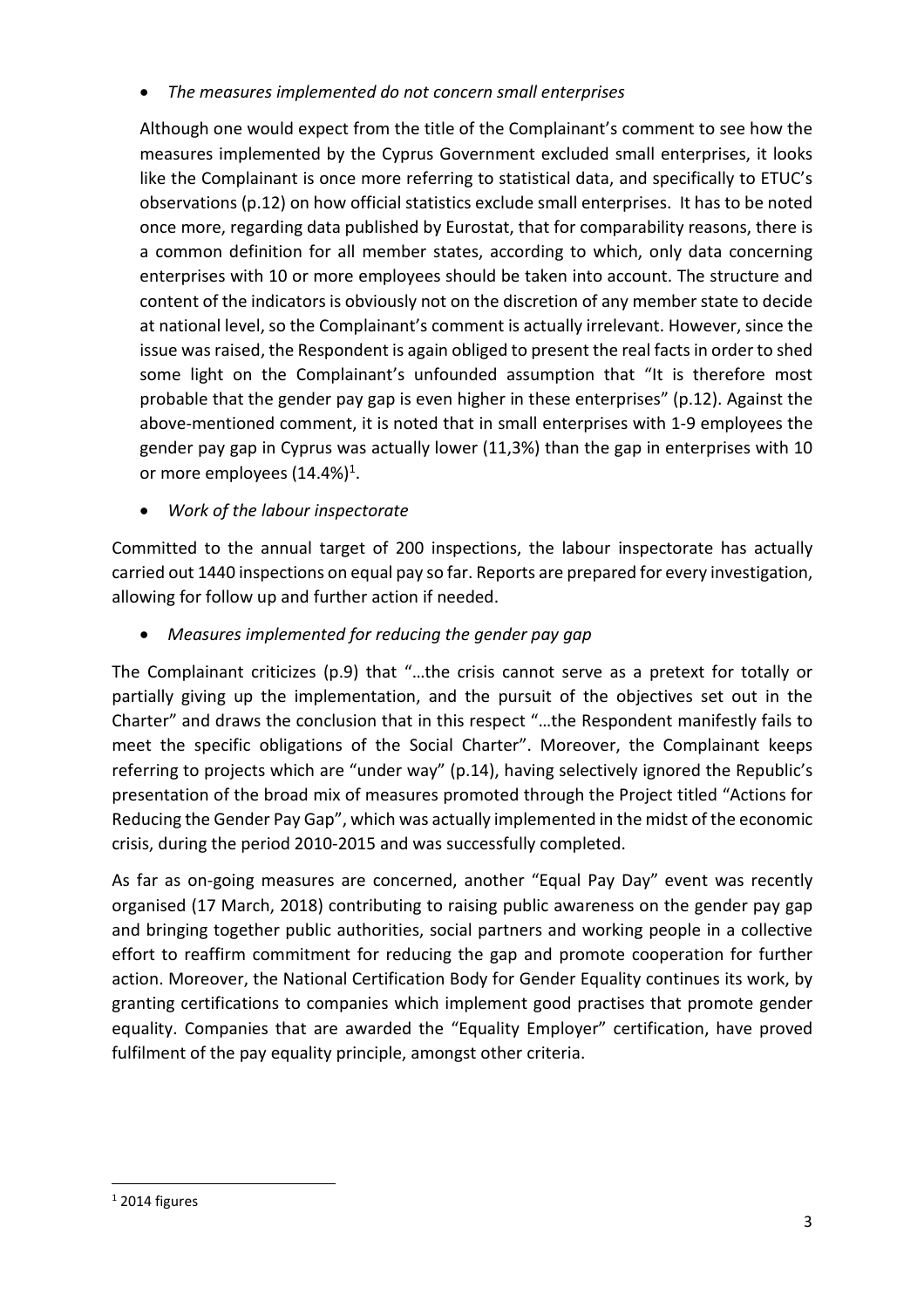- *The measures implemented do not concern small enterprises*

  Although one would expect from the title of the Complainant's comment to see how the measures implemented by the Cyprus Government excluded small enterprises, it looks like the Complainant is once more referring to statistical data, and specifically to ETUC's observations (p.12) on how official statistics exclude small enterprises. It has to be noted once more, regarding data published by Eurostat, that for comparability reasons, there is a common definition for all member states, according to which, only data concerning enterprises with 10 or more employees should be taken into account. The structure and content of the indicators is obviously not on the discretion of any member state to decide at national level, so the Complainant's comment is actually irrelevant. However, since the issue was raised, the Respondent is again obliged to present the real facts in order to shed some light on the Complainant's unfounded assumption that "It is therefore most probable that the gender pay gap is even higher in these enterprises" (p.12). Against the above-mentioned comment, it is noted that in small enterprises with 1-9 employees the gender pay gap in Cyprus was actually lower (11,3%) than the gap in enterprises with 10 or more employees (14.4%)[1].

- *Work of the labour inspectorate*

Committed to the annual target of 200 inspections, the labour inspectorate has actually carried out 1440 inspections on equal pay so far. Reports are prepared for every investigation, allowing for follow up and further action if needed.

- *Measures implemented for reducing the gender pay gap*

The Complainant criticizes (p.9) that "…the crisis cannot serve as a pretext for totally or partially giving up the implementation, and the pursuit of the objectives set out in the Charter" and draws the conclusion that in this respect "…the Respondent manifestly fails to meet the specific obligations of the Social Charter". Moreover, the Complainant keeps referring to projects which are "under way" (p.14), having selectively ignored the Republic's presentation of the broad mix of measures promoted through the Project titled "Actions for Reducing the Gender Pay Gap", which was actually implemented in the midst of the economic crisis, during the period 2010-2015 and was successfully completed.

As far as on-going measures are concerned, another "Equal Pay Day" event was recently organised (17 March, 2018) contributing to raising public awareness on the gender pay gap and bringing together public authorities, social partners and working people in a collective effort to reaffirm commitment for reducing the gap and promote cooperation for further action. Moreover, the National Certification Body for Gender Equality continues its work, by granting certifications to companies which implement good practises that promote gender equality. Companies that are awarded the "Equality Employer" certification, have proved fulfilment of the pay equality principle, amongst other criteria.

---

[1] 2014 figures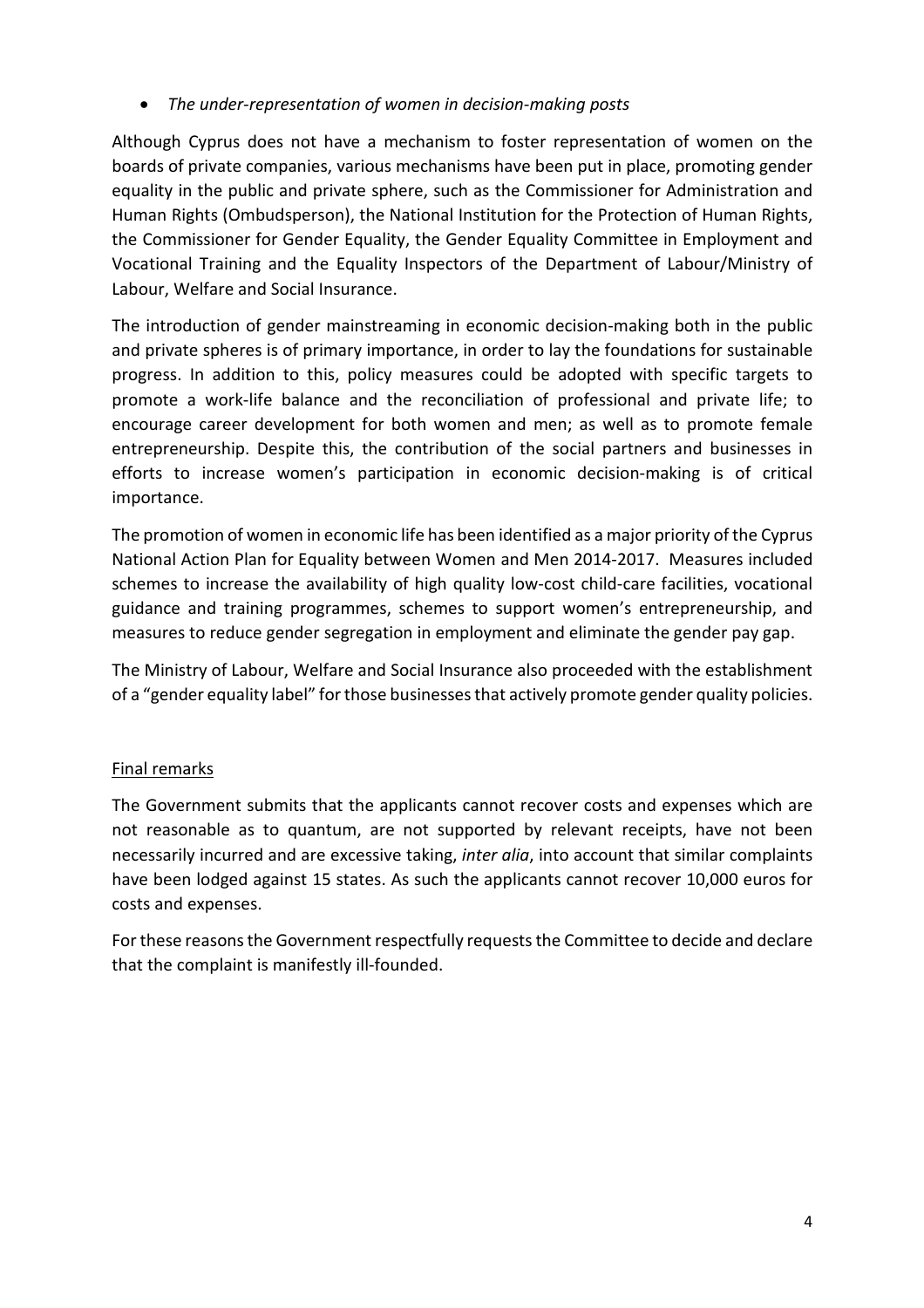- *The under-representation of women in decision-making posts*

Although Cyprus does not have a mechanism to foster representation of women on the boards of private companies, various mechanisms have been put in place, promoting gender equality in the public and private sphere, such as the Commissioner for Administration and Human Rights (Ombudsperson), the National Institution for the Protection of Human Rights, the Commissioner for Gender Equality, the Gender Equality Committee in Employment and Vocational Training and the Equality Inspectors of the Department of Labour/Ministry of Labour, Welfare and Social Insurance.

The introduction of gender mainstreaming in economic decision-making both in the public and private spheres is of primary importance, in order to lay the foundations for sustainable progress. In addition to this, policy measures could be adopted with specific targets to promote a work-life balance and the reconciliation of professional and private life; to encourage career development for both women and men; as well as to promote female entrepreneurship. Despite this, the contribution of the social partners and businesses in efforts to increase women's participation in economic decision-making is of critical importance.

The promotion of women in economic life has been identified as a major priority of the Cyprus National Action Plan for Equality between Women and Men 2014-2017. Measures included schemes to increase the availability of high quality low-cost child-care facilities, vocational guidance and training programmes, schemes to support women's entrepreneurship, and measures to reduce gender segregation in employment and eliminate the gender pay gap.

The Ministry of Labour, Welfare and Social Insurance also proceeded with the establishment of a "gender equality label" for those businesses that actively promote gender quality policies.

## Final remarks

The Government submits that the applicants cannot recover costs and expenses which are not reasonable as to quantum, are not supported by relevant receipts, have not been necessarily incurred and are excessive taking, *inter alia*, into account that similar complaints have been lodged against 15 states. As such the applicants cannot recover 10,000 euros for costs and expenses.

For these reasons the Government respectfully requests the Committee to decide and declare that the complaint is manifestly ill-founded.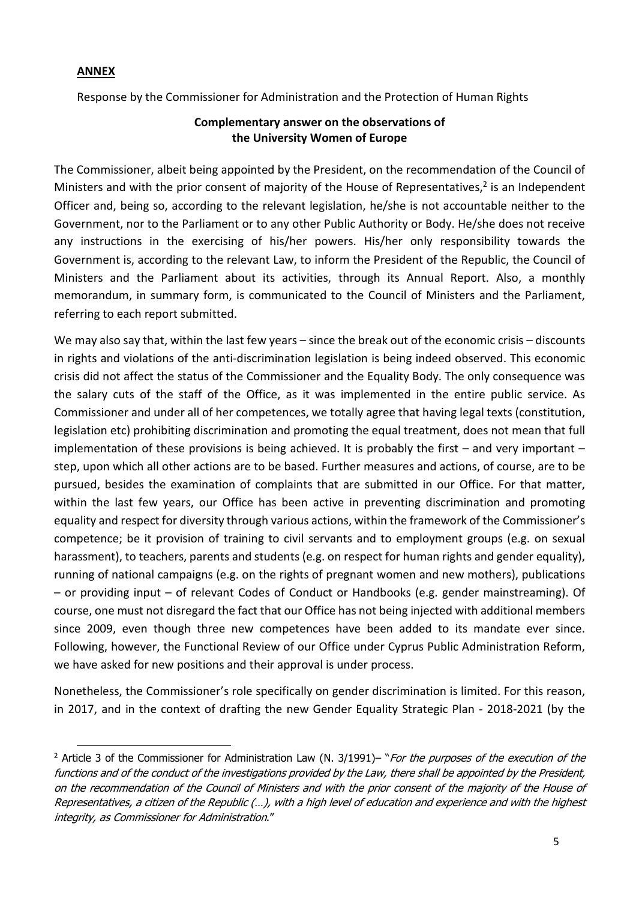## ANNEX

Response by the Commissioner for Administration and the Protection of Human Rights

**Complementary answer on the observations of the University Women of Europe**

The Commissioner, albeit being appointed by the President, on the recommendation of the Council of Ministers and with the prior consent of majority of the House of Representatives,[2] is an Independent Officer and, being so, according to the relevant legislation, he/she is not accountable neither to the Government, nor to the Parliament or to any other Public Authority or Body. He/she does not receive any instructions in the exercising of his/her powers. His/her only responsibility towards the Government is, according to the relevant Law, to inform the President of the Republic, the Council of Ministers and the Parliament about its activities, through its Annual Report. Also, a monthly memorandum, in summary form, is communicated to the Council of Ministers and the Parliament, referring to each report submitted.

We may also say that, within the last few years – since the break out of the economic crisis – discounts in rights and violations of the anti-discrimination legislation is being indeed observed. This economic crisis did not affect the status of the Commissioner and the Equality Body. The only consequence was the salary cuts of the staff of the Office, as it was implemented in the entire public service. As Commissioner and under all of her competences, we totally agree that having legal texts (constitution, legislation etc) prohibiting discrimination and promoting the equal treatment, does not mean that full implementation of these provisions is being achieved. It is probably the first – and very important – step, upon which all other actions are to be based. Further measures and actions, of course, are to be pursued, besides the examination of complaints that are submitted in our Office. For that matter, within the last few years, our Office has been active in preventing discrimination and promoting equality and respect for diversity through various actions, within the framework of the Commissioner's competence; be it provision of training to civil servants and to employment groups (e.g. on sexual harassment), to teachers, parents and students (e.g. on respect for human rights and gender equality), running of national campaigns (e.g. on the rights of pregnant women and new mothers), publications – or providing input – of relevant Codes of Conduct or Handbooks (e.g. gender mainstreaming). Of course, one must not disregard the fact that our Office has not being injected with additional members since 2009, even though three new competences have been added to its mandate ever since. Following, however, the Functional Review of our Office under Cyprus Public Administration Reform, we have asked for new positions and their approval is under process.

Nonetheless, the Commissioner's role specifically on gender discrimination is limited. For this reason, in 2017, and in the context of drafting the new Gender Equality Strategic Plan - 2018-2021 (by the

---

[2] Article 3 of the Commissioner for Administration Law (N. 3/1991)– "*For the purposes of the execution of the functions and of the conduct of the investigations provided by the Law, there shall be appointed by the President, on the recommendation of the Council of Ministers and with the prior consent of the majority of the House of Representatives, a citizen of the Republic (…), with a high level of education and experience and with the highest integrity, as Commissioner for Administration.*"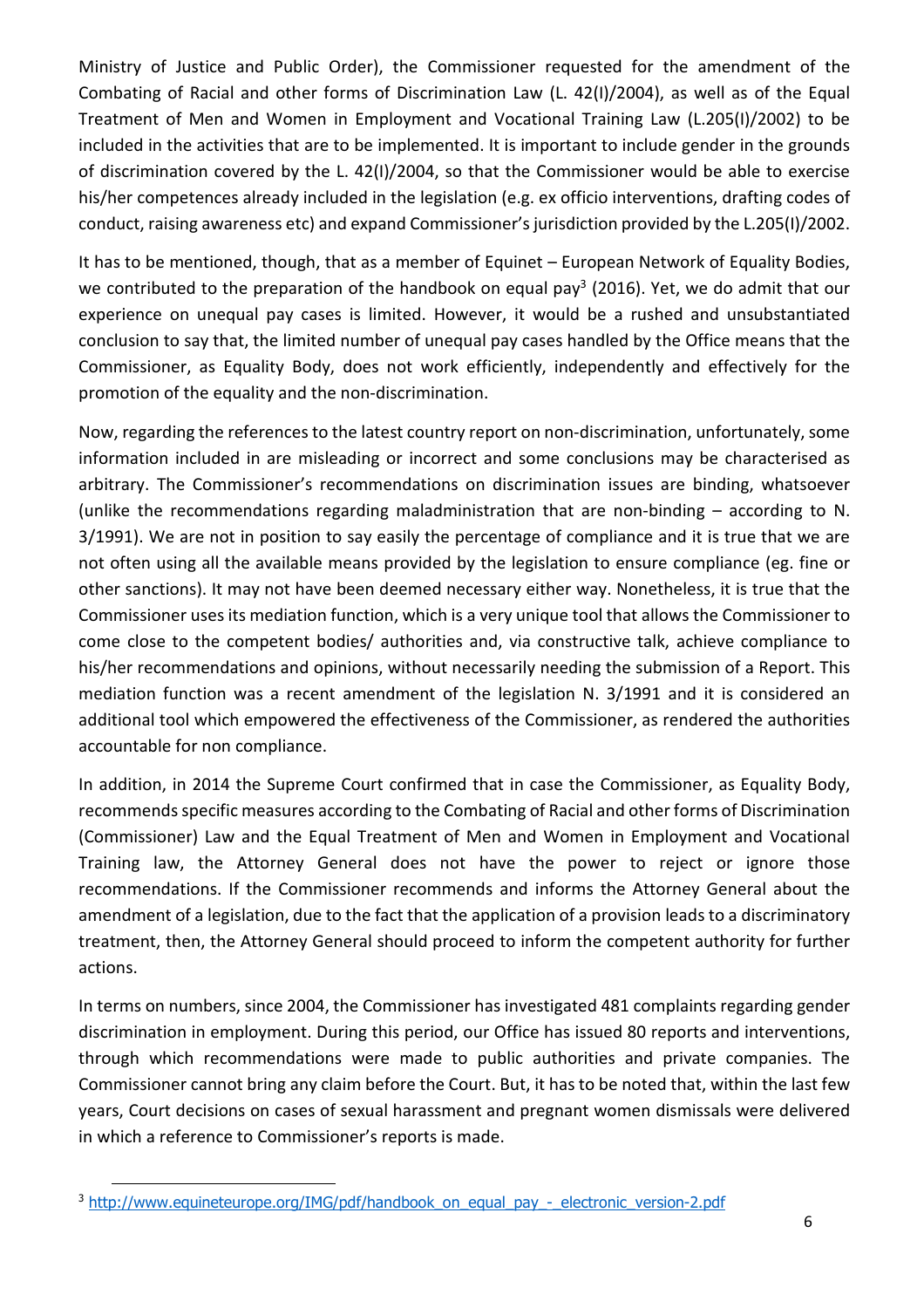Ministry of Justice and Public Order), the Commissioner requested for the amendment of the Combating of Racial and other forms of Discrimination Law (L. 42(I)/2004), as well as of the Equal Treatment of Men and Women in Employment and Vocational Training Law (L.205(I)/2002) to be included in the activities that are to be implemented. It is important to include gender in the grounds of discrimination covered by the L. 42(I)/2004, so that the Commissioner would be able to exercise his/her competences already included in the legislation (e.g. ex officio interventions, drafting codes of conduct, raising awareness etc) and expand Commissioner's jurisdiction provided by the L.205(I)/2002.

It has to be mentioned, though, that as a member of Equinet – European Network of Equality Bodies, we contributed to the preparation of the handbook on equal pay[3] (2016). Yet, we do admit that our experience on unequal pay cases is limited. However, it would be a rushed and unsubstantiated conclusion to say that, the limited number of unequal pay cases handled by the Office means that the Commissioner, as Equality Body, does not work efficiently, independently and effectively for the promotion of the equality and the non-discrimination.

Now, regarding the references to the latest country report on non-discrimination, unfortunately, some information included in are misleading or incorrect and some conclusions may be characterised as arbitrary. The Commissioner's recommendations on discrimination issues are binding, whatsoever (unlike the recommendations regarding maladministration that are non-binding – according to N. 3/1991). We are not in position to say easily the percentage of compliance and it is true that we are not often using all the available means provided by the legislation to ensure compliance (eg. fine or other sanctions). It may not have been deemed necessary either way. Nonetheless, it is true that the Commissioner uses its mediation function, which is a very unique tool that allows the Commissioner to come close to the competent bodies/ authorities and, via constructive talk, achieve compliance to his/her recommendations and opinions, without necessarily needing the submission of a Report. This mediation function was a recent amendment of the legislation N. 3/1991 and it is considered an additional tool which empowered the effectiveness of the Commissioner, as rendered the authorities accountable for non compliance.

In addition, in 2014 the Supreme Court confirmed that in case the Commissioner, as Equality Body, recommends specific measures according to the Combating of Racial and other forms of Discrimination (Commissioner) Law and the Equal Treatment of Men and Women in Employment and Vocational Training law, the Attorney General does not have the power to reject or ignore those recommendations. If the Commissioner recommends and informs the Attorney General about the amendment of a legislation, due to the fact that the application of a provision leads to a discriminatory treatment, then, the Attorney General should proceed to inform the competent authority for further actions.

In terms on numbers, since 2004, the Commissioner has investigated 481 complaints regarding gender discrimination in employment. During this period, our Office has issued 80 reports and interventions, through which recommendations were made to public authorities and private companies. The Commissioner cannot bring any claim before the Court. But, it has to be noted that, within the last few years, Court decisions on cases of sexual harassment and pregnant women dismissals were delivered in which a reference to Commissioner's reports is made.

[3] http://www.equineteurope.org/IMG/pdf/handbook_on_equal_pay_-_electronic_version-2.pdf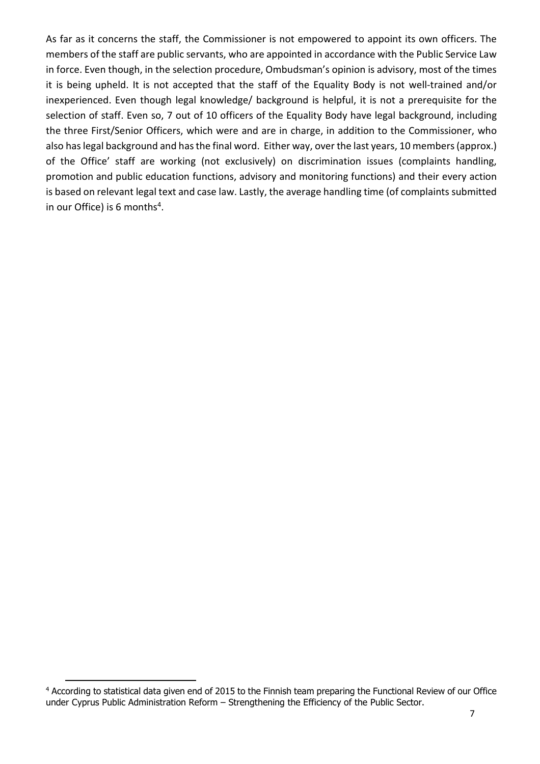As far as it concerns the staff, the Commissioner is not empowered to appoint its own officers. The members of the staff are public servants, who are appointed in accordance with the Public Service Law in force. Even though, in the selection procedure, Ombudsman's opinion is advisory, most of the times it is being upheld. It is not accepted that the staff of the Equality Body is not well-trained and/or inexperienced. Even though legal knowledge/ background is helpful, it is not a prerequisite for the selection of staff. Even so, 7 out of 10 officers of the Equality Body have legal background, including the three First/Senior Officers, which were and are in charge, in addition to the Commissioner, who also has legal background and has the final word. Either way, over the last years, 10 members (approx.) of the Office' staff are working (not exclusively) on discrimination issues (complaints handling, promotion and public education functions, advisory and monitoring functions) and their every action is based on relevant legal text and case law. Lastly, the average handling time (of complaints submitted in our Office) is 6 months[4].

[4] According to statistical data given end of 2015 to the Finnish team preparing the Functional Review of our Office under Cyprus Public Administration Reform – Strengthening the Efficiency of the Public Sector.